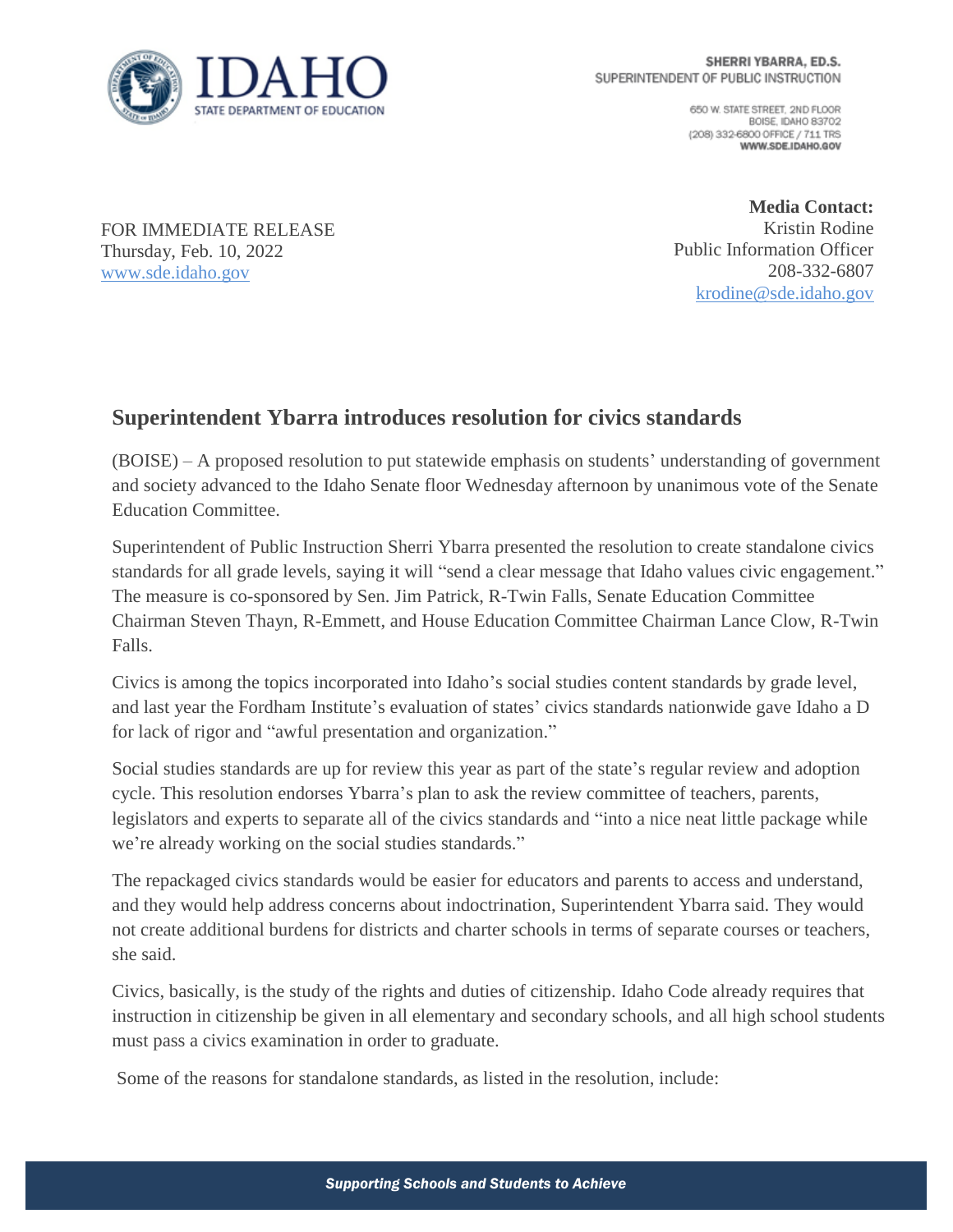SHERRI YBARRA, ED.S.
SUPERINTENDENT OF PUBLIC INSTRUCTION

650 W. STATE STREET, 2ND FLOOR
BOISE, IDAHO 83702
(208) 332-6800 OFFICE / 711 TRS
WWW.SDE.IDAHO.GOV

FOR IMMEDIATE RELEASE
Thursday, Feb. 10, 2022
www.sde.idaho.gov

**Media Contact:**
Kristin Rodine
Public Information Officer
208-332-6807
krodine@sde.idaho.gov

## Superintendent Ybarra introduces resolution for civics standards

(BOISE) – A proposed resolution to put statewide emphasis on students' understanding of government and society advanced to the Idaho Senate floor Wednesday afternoon by unanimous vote of the Senate Education Committee.

Superintendent of Public Instruction Sherri Ybarra presented the resolution to create standalone civics standards for all grade levels, saying it will "send a clear message that Idaho values civic engagement." The measure is co-sponsored by Sen. Jim Patrick, R-Twin Falls, Senate Education Committee Chairman Steven Thayn, R-Emmett, and House Education Committee Chairman Lance Clow, R-Twin Falls.

Civics is among the topics incorporated into Idaho's social studies content standards by grade level, and last year the Fordham Institute's evaluation of states' civics standards nationwide gave Idaho a D for lack of rigor and "awful presentation and organization."

Social studies standards are up for review this year as part of the state's regular review and adoption cycle. This resolution endorses Ybarra's plan to ask the review committee of teachers, parents, legislators and experts to separate all of the civics standards and "into a nice neat little package while we're already working on the social studies standards."

The repackaged civics standards would be easier for educators and parents to access and understand, and they would help address concerns about indoctrination, Superintendent Ybarra said. They would not create additional burdens for districts and charter schools in terms of separate courses or teachers, she said.

Civics, basically, is the study of the rights and duties of citizenship. Idaho Code already requires that instruction in citizenship be given in all elementary and secondary schools, and all high school students must pass a civics examination in order to graduate.

Some of the reasons for standalone standards, as listed in the resolution, include: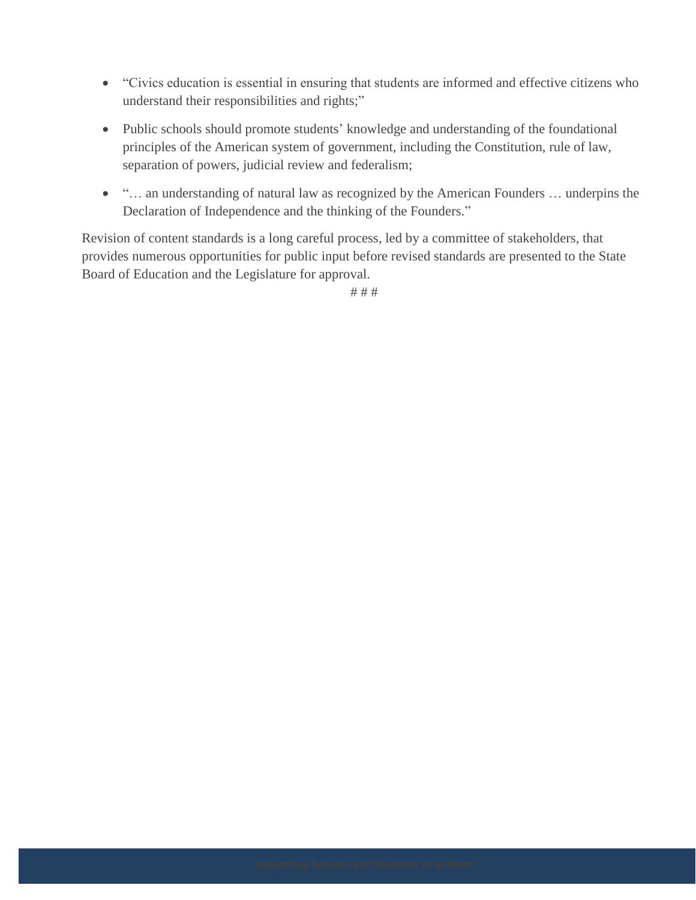- "Civics education is essential in ensuring that students are informed and effective citizens who understand their responsibilities and rights;"
- Public schools should promote students' knowledge and understanding of the foundational principles of the American system of government, including the Constitution, rule of law, separation of powers, judicial review and federalism;
- "… an understanding of natural law as recognized by the American Founders … underpins the Declaration of Independence and the thinking of the Founders."

Revision of content standards is a long careful process, led by a committee of stakeholders, that provides numerous opportunities for public input before revised standards are presented to the State Board of Education and the Legislature for approval.

# # #